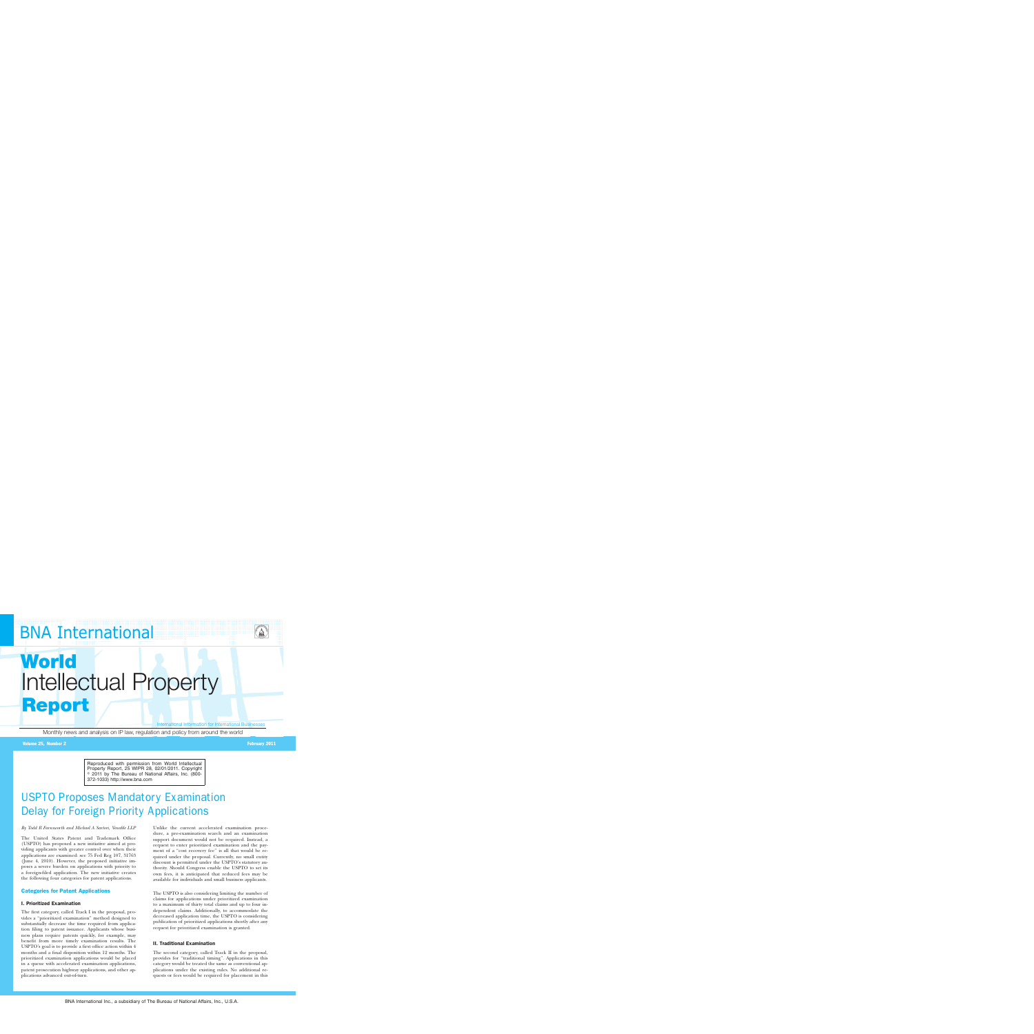# BNA International

# World Intellectual Property Report

International Information for International Businesses

Monthly news and analysis on IP law, regulation and policy from around the world

**Volume 25, Number 2** **February 2011**

Reproduced with permission from World Intellectual Property Report, 25 WIPR 28, 02/01/2011. Copyright © 2011 by The Bureau of National Affairs, Inc. (800-372-1033) http://www.bna.com

## USPTO Proposes Mandatory Examination Delay for Foreign Priority Applications

*By Todd R Farnsworth and Michael A. Sartori, Venable LLP*

The United States Patent and Trademark Office (USPTO) has proposed a new initiative aimed at providing applicants with greater control over when their applications are examined: see 75 Fed Reg 107, 31763 (June 4, 2010). However, the proposed initiative imposes a severe burden on applications with priority to a foreign-filed application. The new initiative creates the following four categories for patent applications.

### Categories for Patent Applications

#### I. Prioritized Examination

The first category, called Track I in the proposal, provides a "prioritized examination" method designed to substantially decrease the time required from application filing to patent issuance. Applicants whose business plans require patents quickly, for example, may benefit from more timely examination results. The USPTO's goal is to provide a first office action within 4 months and a final disposition within 12 months. The prioritized examination applications would be placed in a queue with accelerated examination applications, patent prosecution highway applications, and other applications advanced out-of-turn.

Unlike the current accelerated examination procedure, a pre-examination search and an examination support document would not be required. Instead, a request to enter prioritized examination and the payment of a "cost recovery fee" is all that would be required under the proposal. Currently, no small entity discount is permitted under the USPTO's statutory authority. Should Congress enable the USPTO to set its own fees, it is anticipated that reduced fees may be available for individuals and small business applicants.

The USPTO is also considering limiting the number of claims for applications under priorized examination to a maximum of thirty total claims and up to four independent claims. Additionally, to accommodate the decreased application time, the USPTO is considering publication of prioritized applications shortly after any request for prioritized examination is granted.

#### II. Traditional Examination

The second category, called Track II in the proposal, provides for "traditional timing". Applications in this category would be treated the same as conventional applications under the existing rules. No additional requests or fees would be required for placement in this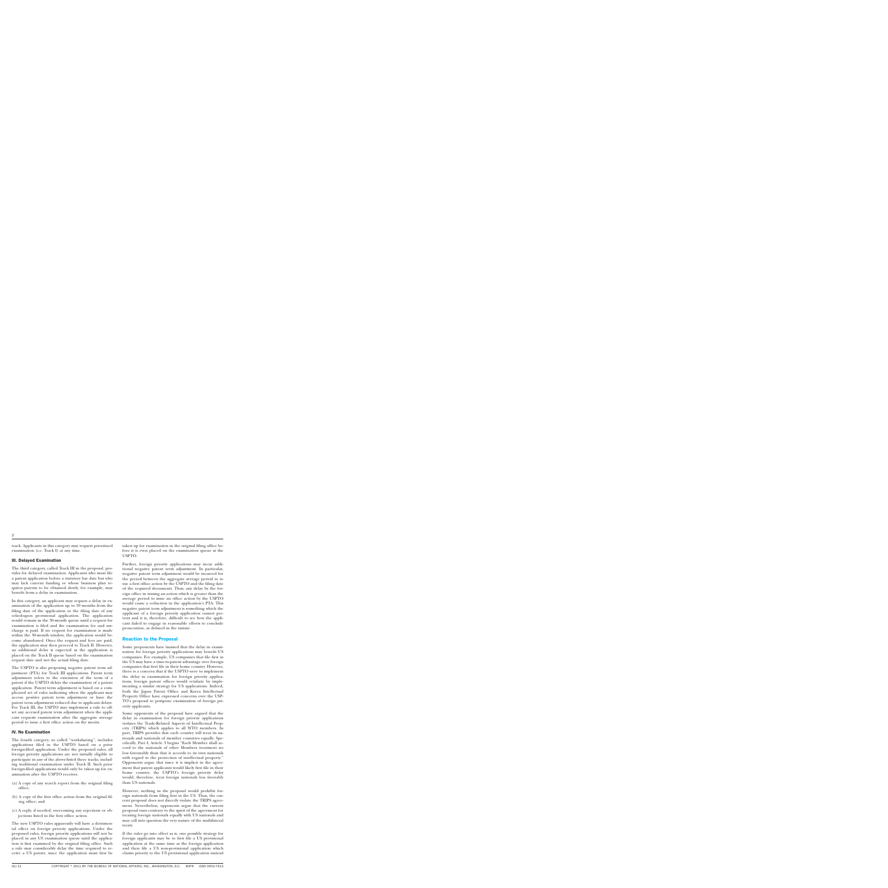track. Applicants in this category may request prioritized examination (i.e. Track I) at any time.

### III. Delayed Examination

The third category, called Track III in the proposal, provides for delayed examination. Applicants who must file a patent application before a statutory bar date but who may lack current funding or whose business plan requires patents to be obtained slowly, for example, may benefit from a delay in examination.

In this category, an applicant may request a delay in examination of the application up to 30 months from the filing date of the application or the filing date of any relied-upon provisional application. The application would remain in the 30-month queue until a request for examination is filed and the examination fee and surcharge is paid. If no request for examination is made within the 30-month window, the application would become abandoned. Once the request and fees are paid, the application may then proceed to Track II. However, an additional delay is expected as the application is placed on the Track II queue based on the examination request date and not the actual filing date.

The USPTO is also proposing negative patent term adjustment (PTA) for Track III applications. Patent term adjustment refers to the extension of the term of a patent if the USPTO delays the examination of a patent application. Patent term adjustment is based on a complicated set of rules indicating when the applicant may accrue positive patent term adjustment or have the patent term adjustment reduced due to applicant delays. For Track III, the USPTO may implement a rule to offset any accrued patent term adjustment when the applicant requests examination after the aggregate average period to issue a first office action on the merits.

### IV. No Examination

The fourth category, so called "worksharing", includes applications filed in the USPTO based on a prior foreign-filed application. Under the proposed rules, all foreign priority applications are not initially eligible to participate in any of the above-listed three tracks, including traditional examination under Track II. Such prior foreign-filed applications would only be taken up for examination after the USPTO receives:

(a) A copy of any search report from the original filing office;

(b) A copy of the first office action from the original filing office; and

(c) A reply, if needed, overcoming any rejections or objections listed in the first office action.

The new USPTO rules apparently will have a detrimental effect on foreign priority applications. Under the proposed rules, foreign priority applications will not be placed in any US examination queue until the application is first examined by the original filing office. Such a rule may considerably delay the time required to receive a US patent, since the application must first be taken up for examination in the original filing office before it is even placed on the examination queue at the USPTO.

Further, foreign priority applications may incur additional negative patent term adjustment. In particular, negative patent term adjustment would be incurred for the period between the aggregate average period to issue a first office action by the USPTO and the filing date of the required documents. Thus, any delay by the foreign office in issuing an action which is greater than the average period to issue an office action by the USPTO would cause a reduction in the application's PTA. This negative patent term adjustment is something which the applicant of a foreign priority application cannot prevent and it is, therefore, difficult to see how the applicant failed to engage in reasonable efforts to conclude prosecution, as defined in the statute.

## Reaction to the Proposal

Some proponents have insisted that the delay in examination for foreign priority applications may benefit US companies. For example, US companies that file first in the US may have a time-to-patent advantage over foreign companies that first file in their home country. However, there is a concern that if the USPTO were to implement the delay in examination for foreign priority applications, foreign patent offices would retaliate by implementing a similar strategy for US applications. Indeed, both the Japan Patent Office and Korea Intellectual Property Office have expressed concerns over the USPTO's proposal to postpone examination of foreign priority applicants.

Some opponents of the proposal have argued that the delay in examination for foreign priority applications violates the Trade-Related Aspects of Intellectual Property (TRIPS) which applies to all WTO members. In part, TRIPS provides that each country will treat its nationals and nationals of member countries equally. Specifically, Part I, Article 3 begins "Each Member shall accord to the nationals of other Members treatment no less favourably than that it accords to its own nationals with regard to the protection of intellectual property." Opponents argue that since it is implicit in the agreement that patent applicants would likely first file in their home country, the USPTO's foreign priority delay would, therefore, treat foreign nationals less favorably than US nationals.

However, nothing in the proposal would prohibit foreign nationals from filing first in the US. Thus, the current proposal does not directly violate the TRIPS agreement. Nevertheless, opponents argue that the current proposal runs contrary to the spirit of the agreement for treating foreign nationals equally with US nationals and may call into question the very nature of the multilateral treaty.

If the rules go into effect as is, one possible strategy for foreign applicants may be to first file a US provisional application at the same time as the foreign application and then file a US non-provisional application which claims priority to the US provisional application instead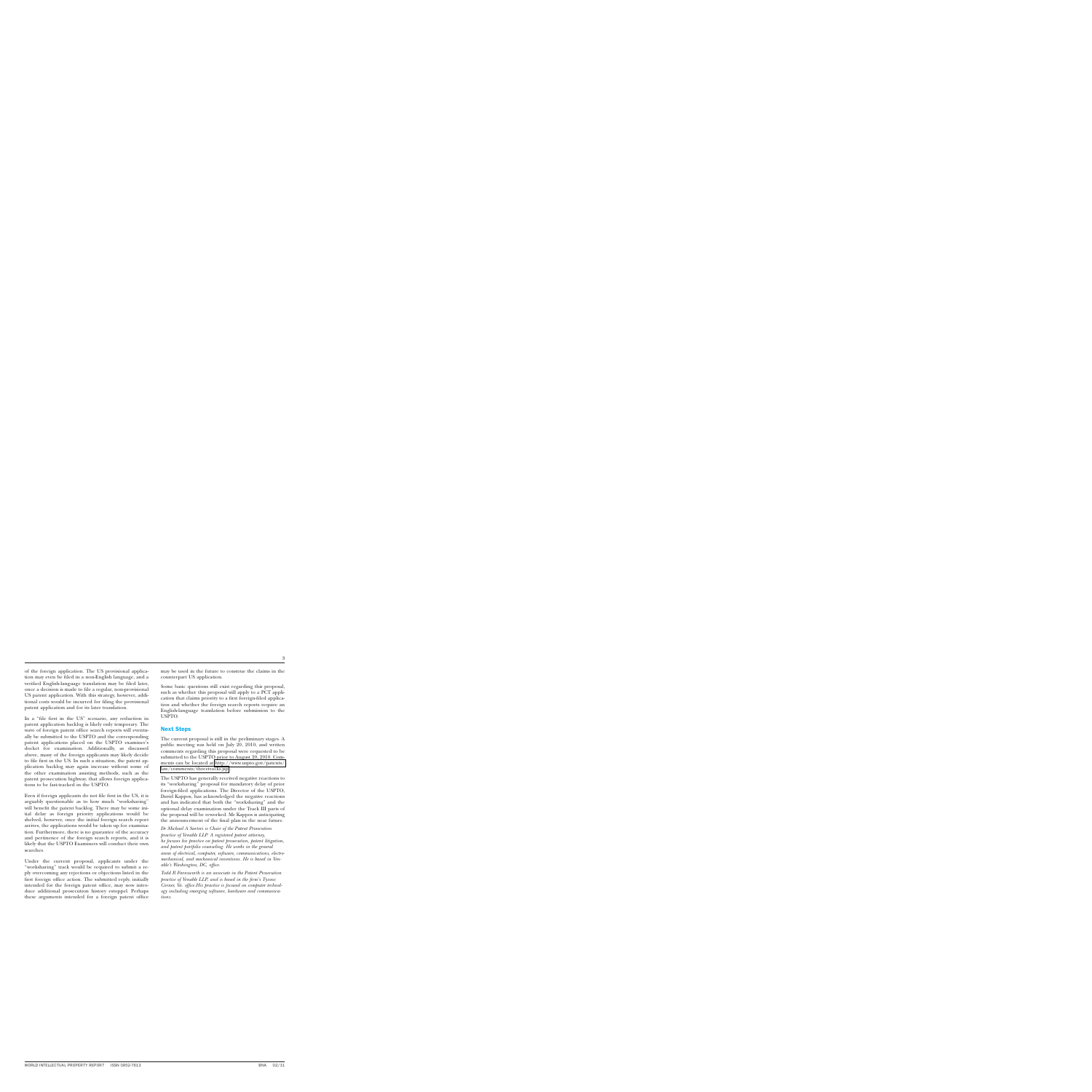of the foreign application. The US provisional application may even be filed in a non-English language, and a verified English-language translation may be filed later, once a decision is made to file a regular, non-provisional US patent application. With this strategy, however, additional costs would be incurred for filing the provisional patent application and for its later translation.

In a "file first in the US" scenario, any reduction in patent application backlog is likely only temporary. The wave of foreign patent office search reports will eventually be submitted to the USPTO and the corresponding patent applications placed on the USPTO examiner's docket for examination. Additionally, as discussed above, many of the foreign applicants may likely decide to file first in the US. In such a situation, the patent application backlog may again increase without some of the other examination assisting methods, such as the patent prosecution highway, that allows foreign applications to be fast-tracked in the USPTO.

Even if foreign applicants do not file first in the US, it is arguably questionable as to how much "worksharing" will benefit the patent backlog. There may be some initial delay as foreign priority applications would be shelved; however, once the initial foreign search report arrives, the applications would be taken up for examination. Furthermore, there is no guarantee of the accuracy and pertinence of the foreign search reports, and it is likely that the USPTO Examiners will conduct their own searches.

Under the current proposal, applicants under the "worksharing" track would be required to submit a reply overcoming any rejections or objections listed in the first foreign office action. The submitted reply, initially intended for the foreign patent office, may now introduce additional prosecution history estoppel. Perhaps these arguments intended for a foreign patent office may be used in the future to construe the claims in the counterpart US application.

Some basic questions still exist regarding this proposal, such as whether this proposal will apply to a PCT application that claims priority to a first foreign-filed application and whether the foreign search reports require an English-language translation before submission to the USPTO.

## Next Steps

The current proposal is still in the preliminary stages. A public meeting was held on July 20, 2010, and written comments regarding this proposal were requested to be submitted to the USPTO prior to August 20, 2010. Comments can be located at http://www.uspto.gov/patents/law/comments/threetracks.jsp.

The USPTO has generally received negative reactions to its "worksharing" proposal for mandatory delay of prior foreign-filed applications. The Director of the USPTO, David Kappos, has acknowledged the negative reactions and has indicated that both the "worksharing" and the optional delay examination under the Track III parts of the proposal will be reworked. Mr Kappos is anticipating the announcement of the final plan in the near future.

*Dr Michael A Sartori is Chair of the Patent Prosecution practice of Venable LLP. A registered patent attorney, he focuses his practice on patent prosecution, patent litigation, and patent portfolio counseling. He works in the general areas of electrical, computer, software, communications, electro-mechanical, and mechanical inventions. He is based in Venable's Washington, DC, office.*

*Todd R Farnsworth is an associate in the Patent Prosecution practice of Venable LLP, and is based in the firm's Tysons Corner, Va. office.His practice is focused on computer technology including emerging software, hardware and communications.*